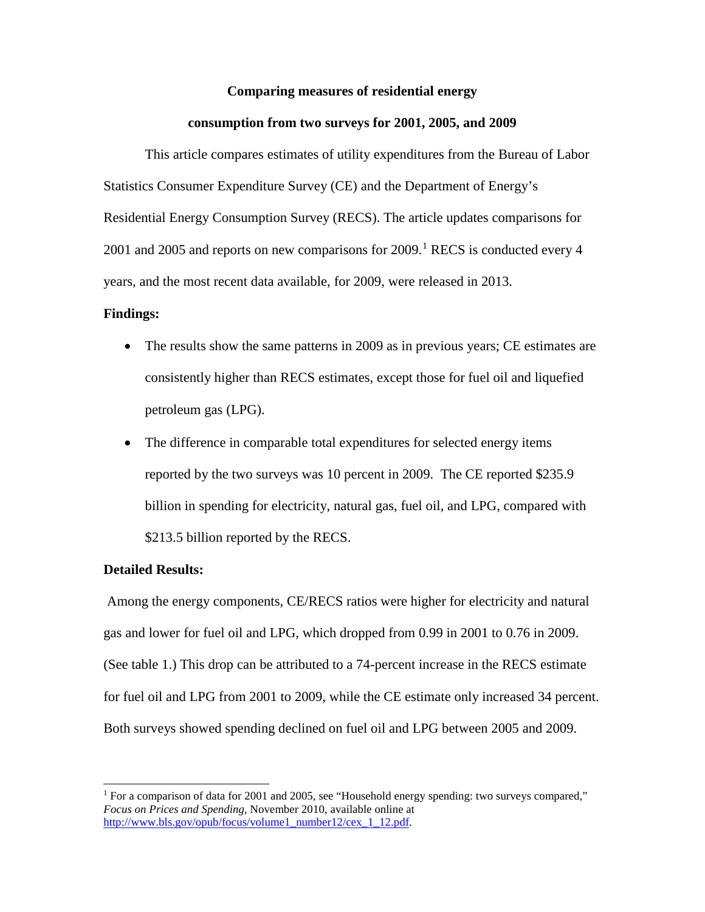# Comparing measures of residential energy consumption from two surveys for 2001, 2005, and 2009

This article compares estimates of utility expenditures from the Bureau of Labor Statistics Consumer Expenditure Survey (CE) and the Department of Energy's Residential Energy Consumption Survey (RECS). The article updates comparisons for 2001 and 2005 and reports on new comparisons for 2009.[1] RECS is conducted every 4 years, and the most recent data available, for 2009, were released in 2013.

**Findings:**

- The results show the same patterns in 2009 as in previous years; CE estimates are consistently higher than RECS estimates, except those for fuel oil and liquefied petroleum gas (LPG).
- The difference in comparable total expenditures for selected energy items reported by the two surveys was 10 percent in 2009. The CE reported $235.9 billion in spending for electricity, natural gas, fuel oil, and LPG, compared with $213.5 billion reported by the RECS.

**Detailed Results:**

Among the energy components, CE/RECS ratios were higher for electricity and natural gas and lower for fuel oil and LPG, which dropped from 0.99 in 2001 to 0.76 in 2009. (See table 1.) This drop can be attributed to a 74-percent increase in the RECS estimate for fuel oil and LPG from 2001 to 2009, while the CE estimate only increased 34 percent. Both surveys showed spending declined on fuel oil and LPG between 2005 and 2009.

---

[1] For a comparison of data for 2001 and 2005, see "Household energy spending: two surveys compared," *Focus on Prices and Spending*, November 2010, available online at http://www.bls.gov/opub/focus/volume1_number12/cex_1_12.pdf.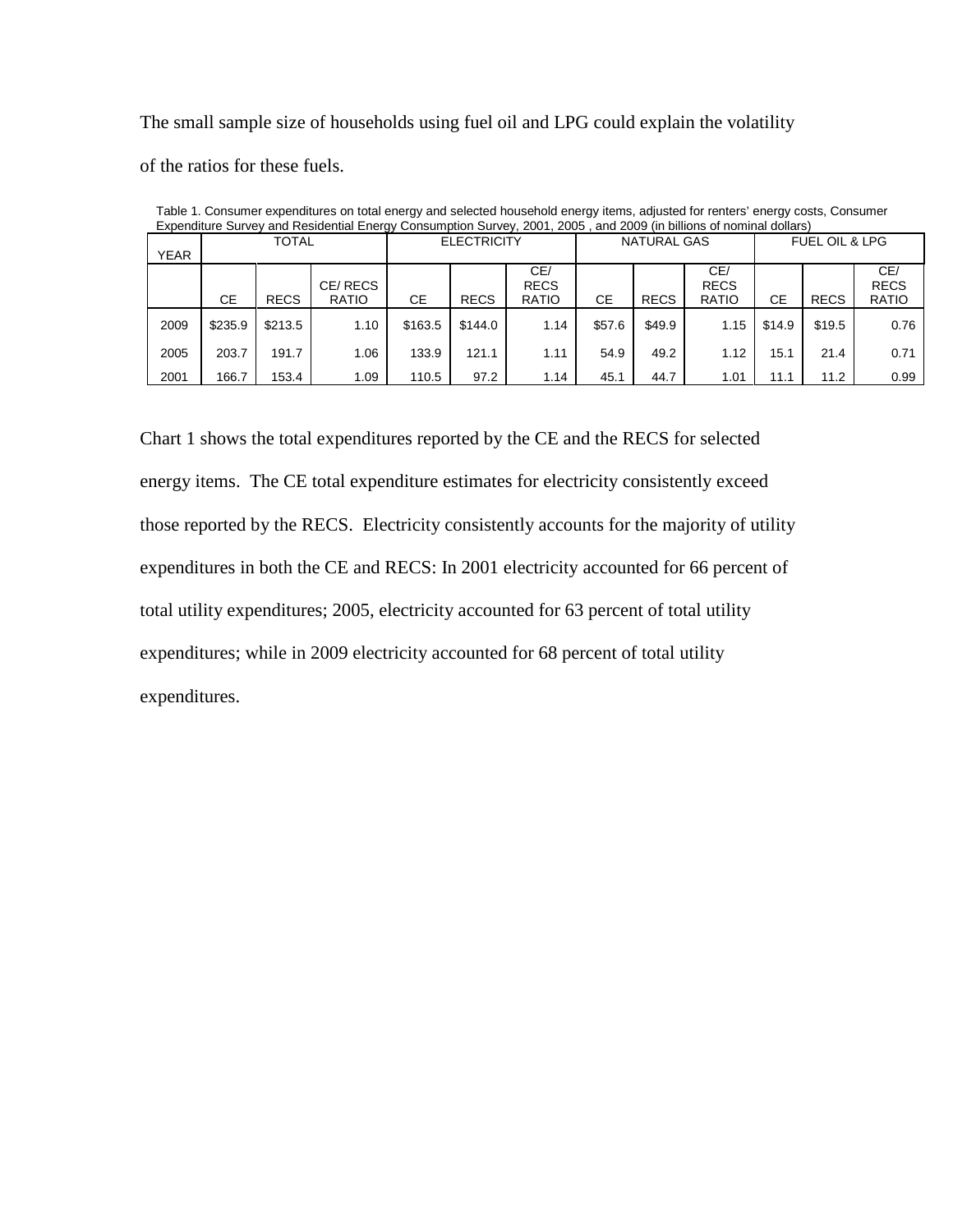The small sample size of households using fuel oil and LPG could explain the volatility of the ratios for these fuels.

Table 1. Consumer expenditures on total energy and selected household energy items, adjusted for renters' energy costs, Consumer Expenditure Survey and Residential Energy Consumption Survey, 2001, 2005 , and 2009 (in billions of nominal dollars)

| YEAR | TOTAL | | | ELECTRICITY | | | NATURAL GAS | | | FUEL OIL & LPG | | |
|---|---|---|---|---|---|---|---|---|---|---|---|---|
| | CE | RECS | CE/ RECS RATIO | CE | RECS | CE/ RECS RATIO | CE | RECS | CE/ RECS RATIO | CE | RECS | CE/ RECS RATIO |
| 2009 | $235.9 | $213.5 | 1.10 | $163.5 | $144.0 | 1.14 | $57.6 | $49.9 | 1.15 | $14.9 | $19.5 | 0.76 |
| 2005 | 203.7 | 191.7 | 1.06 | 133.9 | 121.1 | 1.11 | 54.9 | 49.2 | 1.12 | 15.1 | 21.4 | 0.71 |
| 2001 | 166.7 | 153.4 | 1.09 | 110.5 | 97.2 | 1.14 | 45.1 | 44.7 | 1.01 | 11.1 | 11.2 | 0.99 |

Chart 1 shows the total expenditures reported by the CE and the RECS for selected energy items. The CE total expenditure estimates for electricity consistently exceed those reported by the RECS. Electricity consistently accounts for the majority of utility expenditures in both the CE and RECS: In 2001 electricity accounted for 66 percent of total utility expenditures; 2005, electricity accounted for 63 percent of total utility expenditures; while in 2009 electricity accounted for 68 percent of total utility expenditures.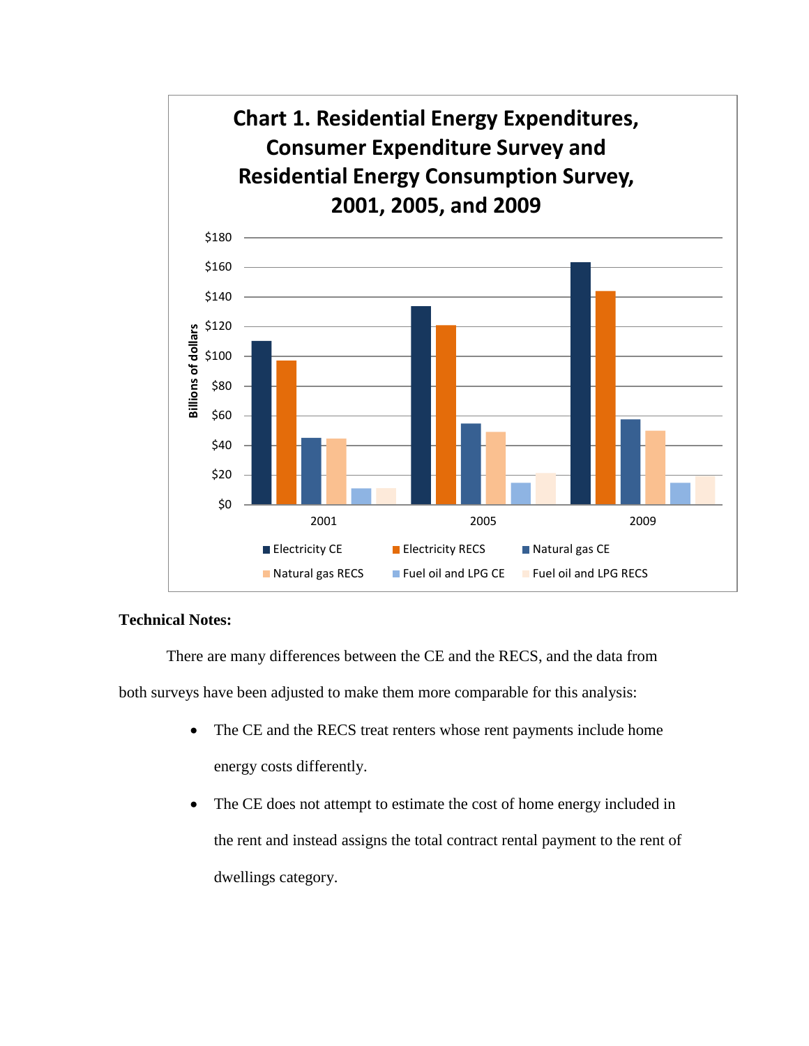**Chart 1. Residential Energy Expenditures, Consumer Expenditure Survey and Residential Energy Consumption Survey, 2001, 2005, and 2009**

Billions of dollars

$180
$160
$140
$120
$100
$80
$60
$40
$20
$0

2001
2005
2009

Electricity CE
Electricity RECS
Natural gas CE
Natural gas RECS
Fuel oil and LPG CE
Fuel oil and LPG RECS

**Technical Notes:**

There are many differences between the CE and the RECS, and the data from both surveys have been adjusted to make them more comparable for this analysis:

- The CE and the RECS treat renters whose rent payments include home energy costs differently.
- The CE does not attempt to estimate the cost of home energy included in the rent and instead assigns the total contract rental payment to the rent of dwellings category.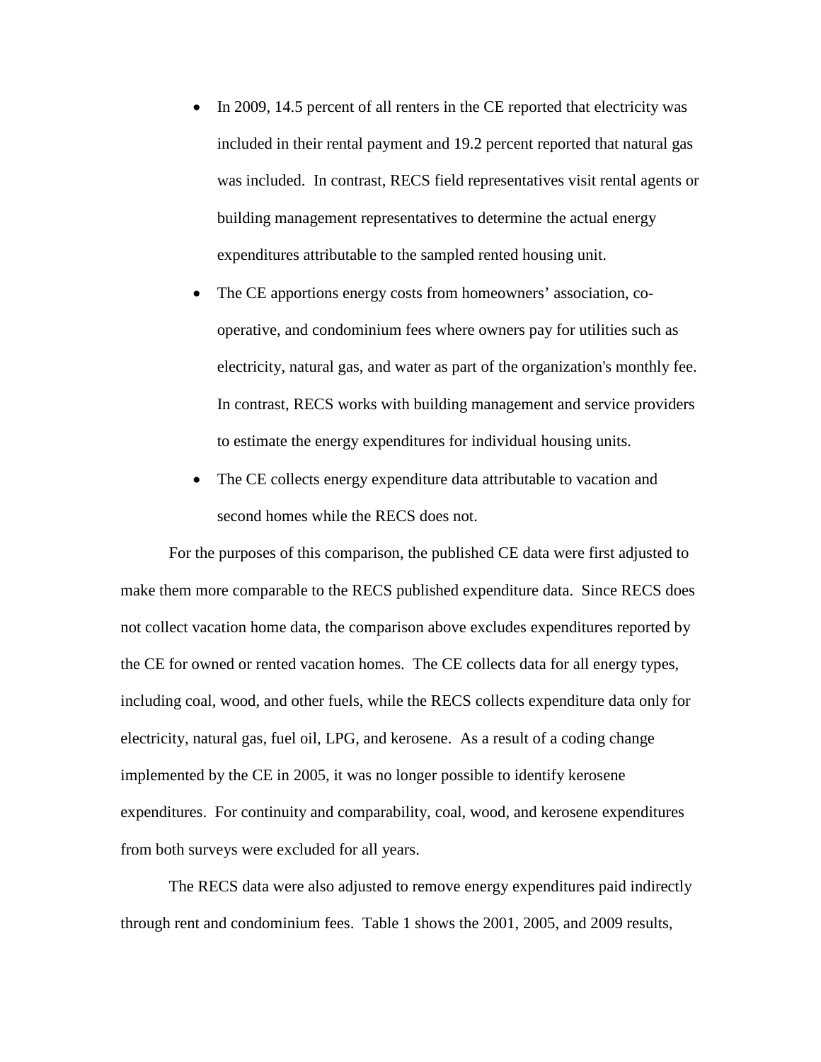- In 2009, 14.5 percent of all renters in the CE reported that electricity was included in their rental payment and 19.2 percent reported that natural gas was included. In contrast, RECS field representatives visit rental agents or building management representatives to determine the actual energy expenditures attributable to the sampled rented housing unit.
- The CE apportions energy costs from homeowners' association, co-operative, and condominium fees where owners pay for utilities such as electricity, natural gas, and water as part of the organization's monthly fee. In contrast, RECS works with building management and service providers to estimate the energy expenditures for individual housing units.
- The CE collects energy expenditure data attributable to vacation and second homes while the RECS does not.

For the purposes of this comparison, the published CE data were first adjusted to make them more comparable to the RECS published expenditure data. Since RECS does not collect vacation home data, the comparison above excludes expenditures reported by the CE for owned or rented vacation homes. The CE collects data for all energy types, including coal, wood, and other fuels, while the RECS collects expenditure data only for electricity, natural gas, fuel oil, LPG, and kerosene. As a result of a coding change implemented by the CE in 2005, it was no longer possible to identify kerosene expenditures. For continuity and comparability, coal, wood, and kerosene expenditures from both surveys were excluded for all years.

The RECS data were also adjusted to remove energy expenditures paid indirectly through rent and condominium fees. Table 1 shows the 2001, 2005, and 2009 results,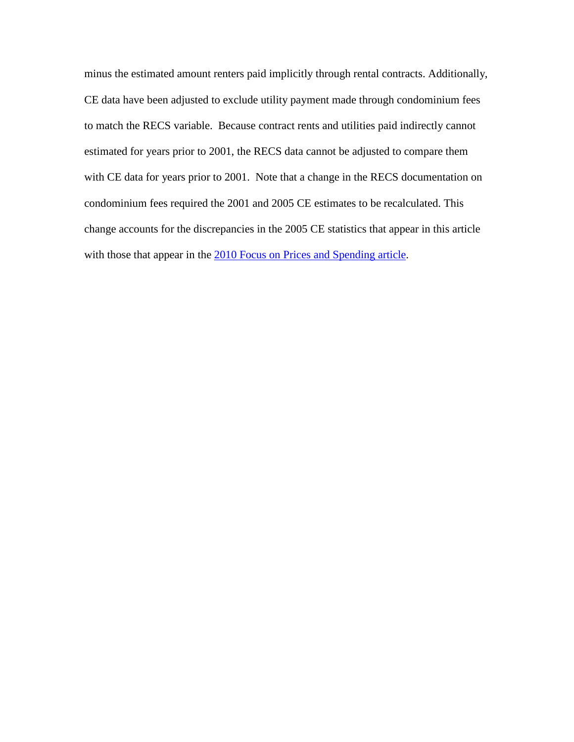minus the estimated amount renters paid implicitly through rental contracts. Additionally, CE data have been adjusted to exclude utility payment made through condominium fees to match the RECS variable. Because contract rents and utilities paid indirectly cannot estimated for years prior to 2001, the RECS data cannot be adjusted to compare them with CE data for years prior to 2001. Note that a change in the RECS documentation on condominium fees required the 2001 and 2005 CE estimates to be recalculated. This change accounts for the discrepancies in the 2005 CE statistics that appear in this article with those that appear in the 2010 Focus on Prices and Spending article.